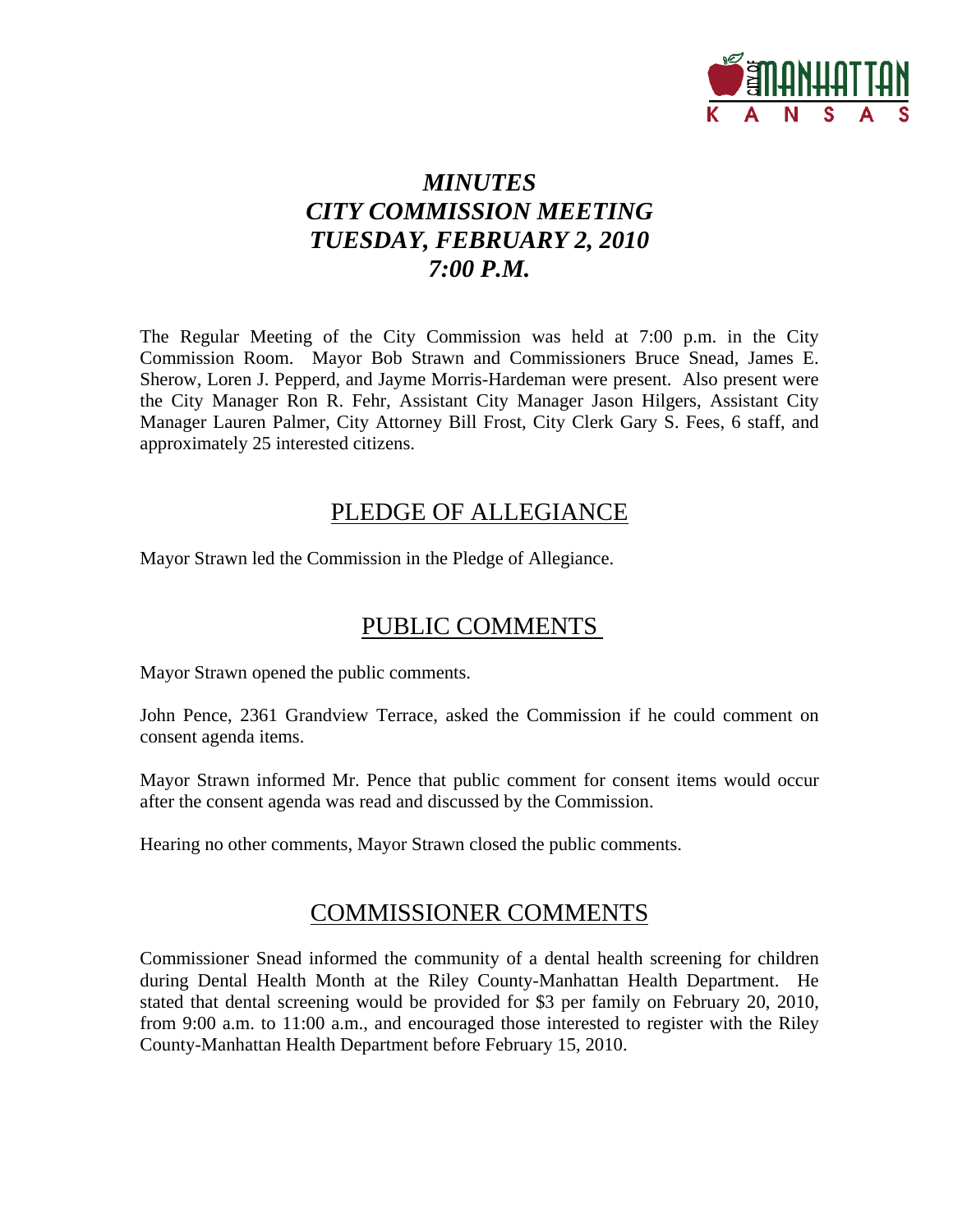# *MINUTES*
# *CITY COMMISSION MEETING*
# *TUESDAY, FEBRUARY 2, 2010*
# *7:00 P.M.*

The Regular Meeting of the City Commission was held at 7:00 p.m. in the City Commission Room. Mayor Bob Strawn and Commissioners Bruce Snead, James E. Sherow, Loren J. Pepperd, and Jayme Morris-Hardeman were present. Also present were the City Manager Ron R. Fehr, Assistant City Manager Jason Hilgers, Assistant City Manager Lauren Palmer, City Attorney Bill Frost, City Clerk Gary S. Fees, 6 staff, and approximately 25 interested citizens.

## PLEDGE OF ALLEGIANCE

Mayor Strawn led the Commission in the Pledge of Allegiance.

## PUBLIC COMMENTS

Mayor Strawn opened the public comments.

John Pence, 2361 Grandview Terrace, asked the Commission if he could comment on consent agenda items.

Mayor Strawn informed Mr. Pence that public comment for consent items would occur after the consent agenda was read and discussed by the Commission.

Hearing no other comments, Mayor Strawn closed the public comments.

## COMMISSIONER COMMENTS

Commissioner Snead informed the community of a dental health screening for children during Dental Health Month at the Riley County-Manhattan Health Department. He stated that dental screening would be provided for $3 per family on February 20, 2010, from 9:00 a.m. to 11:00 a.m., and encouraged those interested to register with the Riley County-Manhattan Health Department before February 15, 2010.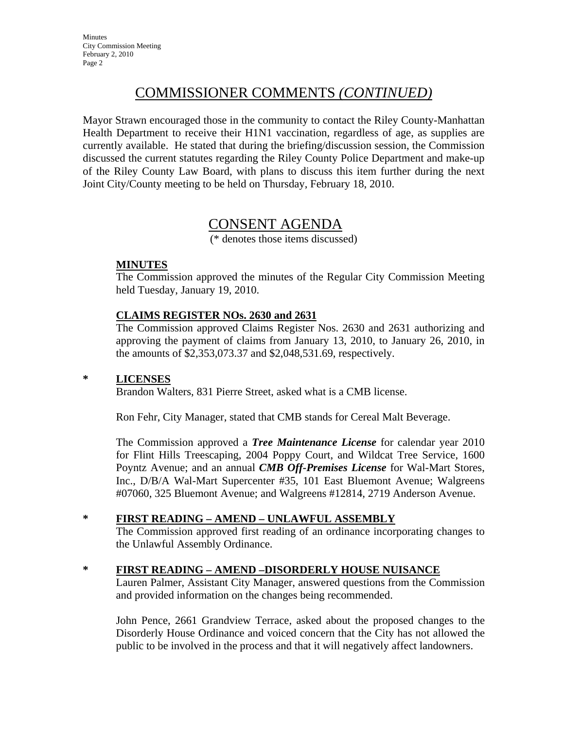## COMMISSIONER COMMENTS *(CONTINUED)*

Mayor Strawn encouraged those in the community to contact the Riley County-Manhattan Health Department to receive their H1N1 vaccination, regardless of age, as supplies are currently available. He stated that during the briefing/discussion session, the Commission discussed the current statutes regarding the Riley County Police Department and make-up of the Riley County Law Board, with plans to discuss this item further during the next Joint City/County meeting to be held on Thursday, February 18, 2010.

## CONSENT AGENDA

(* denotes those items discussed)

**MINUTES**

The Commission approved the minutes of the Regular City Commission Meeting held Tuesday, January 19, 2010.

**CLAIMS REGISTER NOs. 2630 and 2631**

The Commission approved Claims Register Nos. 2630 and 2631 authorizing and approving the payment of claims from January 13, 2010, to January 26, 2010, in the amounts of $2,353,073.37 and $2,048,531.69, respectively.

\* **LICENSES**

Brandon Walters, 831 Pierre Street, asked what is a CMB license.

Ron Fehr, City Manager, stated that CMB stands for Cereal Malt Beverage.

The Commission approved a ***Tree Maintenance License*** for calendar year 2010 for Flint Hills Treescaping, 2004 Poppy Court, and Wildcat Tree Service, 1600 Poyntz Avenue; and an annual ***CMB Off-Premises License*** for Wal-Mart Stores, Inc., D/B/A Wal-Mart Supercenter #35, 101 East Bluemont Avenue; Walgreens #07060, 325 Bluemont Avenue; and Walgreens #12814, 2719 Anderson Avenue.

\* **FIRST READING – AMEND – UNLAWFUL ASSEMBLY**

The Commission approved first reading of an ordinance incorporating changes to the Unlawful Assembly Ordinance.

\* **FIRST READING – AMEND –DISORDERLY HOUSE NUISANCE**

Lauren Palmer, Assistant City Manager, answered questions from the Commission and provided information on the changes being recommended.

John Pence, 2661 Grandview Terrace, asked about the proposed changes to the Disorderly House Ordinance and voiced concern that the City has not allowed the public to be involved in the process and that it will negatively affect landowners.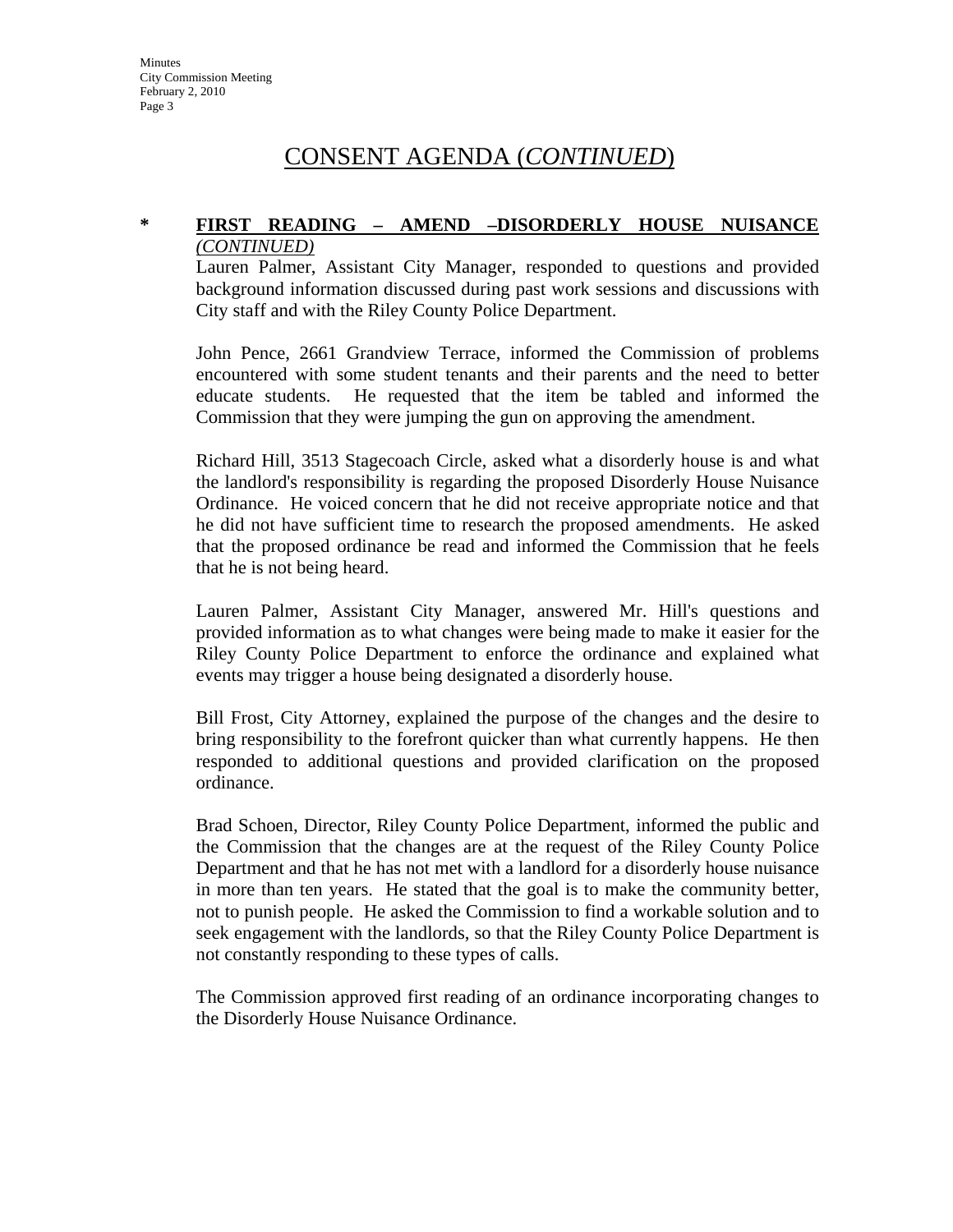# CONSENT AGENDA (*CONTINUED*)

**\* FIRST READING – AMEND –DISORDERLY HOUSE NUISANCE** ***(CONTINUED)***

Lauren Palmer, Assistant City Manager, responded to questions and provided background information discussed during past work sessions and discussions with City staff and with the Riley County Police Department.

John Pence, 2661 Grandview Terrace, informed the Commission of problems encountered with some student tenants and their parents and the need to better educate students. He requested that the item be tabled and informed the Commission that they were jumping the gun on approving the amendment.

Richard Hill, 3513 Stagecoach Circle, asked what a disorderly house is and what the landlord's responsibility is regarding the proposed Disorderly House Nuisance Ordinance. He voiced concern that he did not receive appropriate notice and that he did not have sufficient time to research the proposed amendments. He asked that the proposed ordinance be read and informed the Commission that he feels that he is not being heard.

Lauren Palmer, Assistant City Manager, answered Mr. Hill's questions and provided information as to what changes were being made to make it easier for the Riley County Police Department to enforce the ordinance and explained what events may trigger a house being designated a disorderly house.

Bill Frost, City Attorney, explained the purpose of the changes and the desire to bring responsibility to the forefront quicker than what currently happens. He then responded to additional questions and provided clarification on the proposed ordinance.

Brad Schoen, Director, Riley County Police Department, informed the public and the Commission that the changes are at the request of the Riley County Police Department and that he has not met with a landlord for a disorderly house nuisance in more than ten years. He stated that the goal is to make the community better, not to punish people. He asked the Commission to find a workable solution and to seek engagement with the landlords, so that the Riley County Police Department is not constantly responding to these types of calls.

The Commission approved first reading of an ordinance incorporating changes to the Disorderly House Nuisance Ordinance.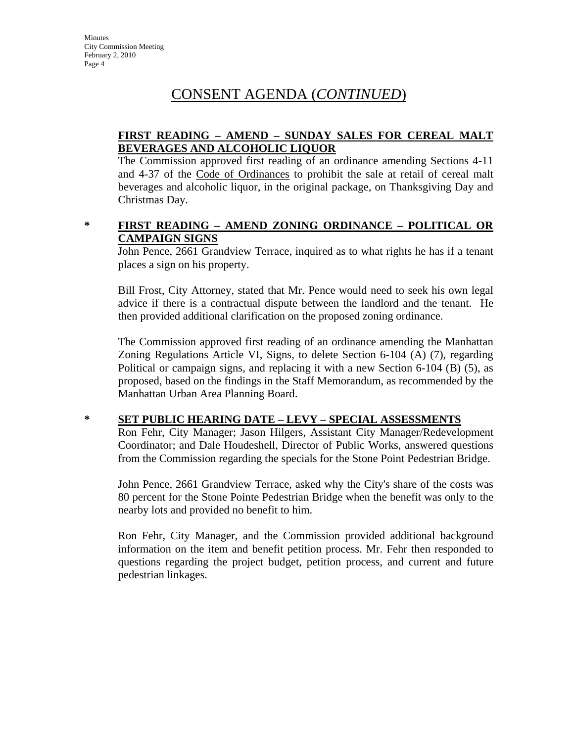# CONSENT AGENDA (*CONTINUED*)

**FIRST READING – AMEND – SUNDAY SALES FOR CEREAL MALT BEVERAGES AND ALCOHOLIC LIQUOR**

The Commission approved first reading of an ordinance amending Sections 4-11 and 4-37 of the Code of Ordinances to prohibit the sale at retail of cereal malt beverages and alcoholic liquor, in the original package, on Thanksgiving Day and Christmas Day.

\* **FIRST READING – AMEND ZONING ORDINANCE – POLITICAL OR CAMPAIGN SIGNS**

John Pence, 2661 Grandview Terrace, inquired as to what rights he has if a tenant places a sign on his property.

Bill Frost, City Attorney, stated that Mr. Pence would need to seek his own legal advice if there is a contractual dispute between the landlord and the tenant. He then provided additional clarification on the proposed zoning ordinance.

The Commission approved first reading of an ordinance amending the Manhattan Zoning Regulations Article VI, Signs, to delete Section 6-104 (A) (7), regarding Political or campaign signs, and replacing it with a new Section 6-104 (B) (5), as proposed, based on the findings in the Staff Memorandum, as recommended by the Manhattan Urban Area Planning Board.

\* **SET PUBLIC HEARING DATE – LEVY – SPECIAL ASSESSMENTS**

Ron Fehr, City Manager; Jason Hilgers, Assistant City Manager/Redevelopment Coordinator; and Dale Houdeshell, Director of Public Works, answered questions from the Commission regarding the specials for the Stone Point Pedestrian Bridge.

John Pence, 2661 Grandview Terrace, asked why the City's share of the costs was 80 percent for the Stone Pointe Pedestrian Bridge when the benefit was only to the nearby lots and provided no benefit to him.

Ron Fehr, City Manager, and the Commission provided additional background information on the item and benefit petition process. Mr. Fehr then responded to questions regarding the project budget, petition process, and current and future pedestrian linkages.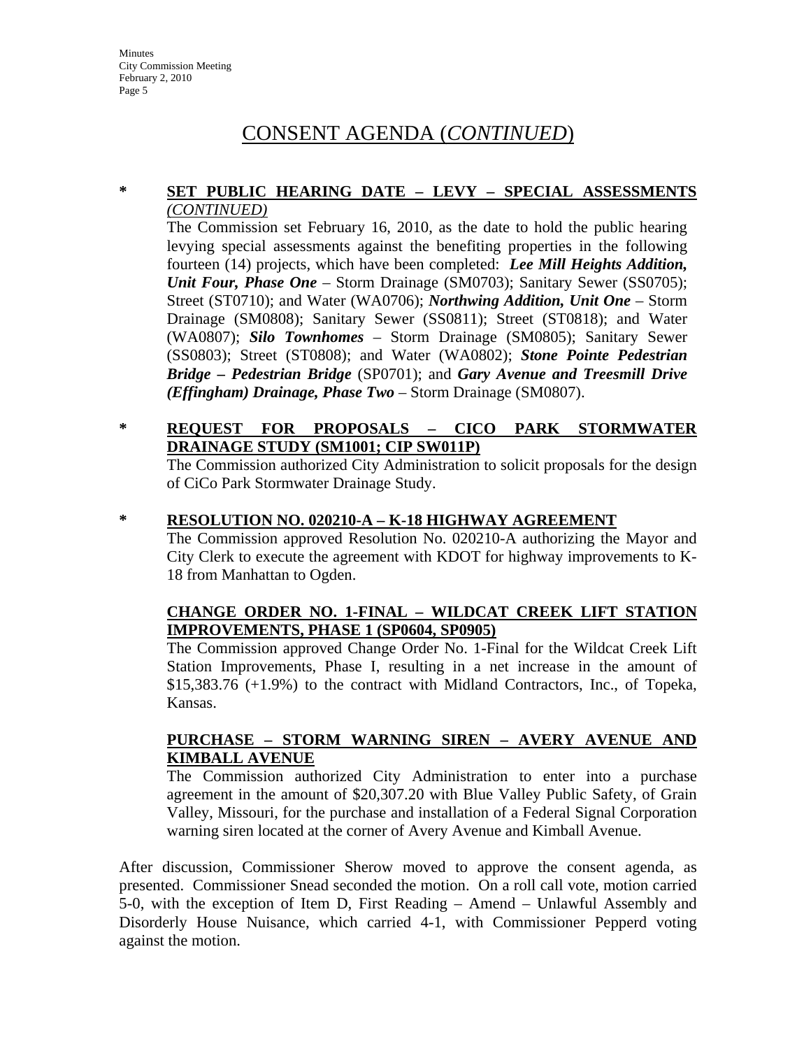# CONSENT AGENDA (*CONTINUED*)

**\*** **SET PUBLIC HEARING DATE – LEVY – SPECIAL ASSESSMENTS** *(CONTINUED)*

The Commission set February 16, 2010, as the date to hold the public hearing levying special assessments against the benefiting properties in the following fourteen (14) projects, which have been completed: ***Lee Mill Heights Addition, Unit Four, Phase One*** – Storm Drainage (SM0703); Sanitary Sewer (SS0705); Street (ST0710); and Water (WA0706); ***Northwing Addition, Unit One*** – Storm Drainage (SM0808); Sanitary Sewer (SS0811); Street (ST0818); and Water (WA0807); ***Silo Townhomes*** – Storm Drainage (SM0805); Sanitary Sewer (SS0803); Street (ST0808); and Water (WA0802); ***Stone Pointe Pedestrian Bridge – Pedestrian Bridge*** (SP0701); and ***Gary Avenue and Treesmill Drive (Effingham) Drainage, Phase Two*** – Storm Drainage (SM0807).

**\*** **REQUEST FOR PROPOSALS – CICO PARK STORMWATER DRAINAGE STUDY (SM1001; CIP SW011P)**

The Commission authorized City Administration to solicit proposals for the design of CiCo Park Stormwater Drainage Study.

**\*** **RESOLUTION NO. 020210-A – K-18 HIGHWAY AGREEMENT**

The Commission approved Resolution No. 020210-A authorizing the Mayor and City Clerk to execute the agreement with KDOT for highway improvements to K-18 from Manhattan to Ogden.

**CHANGE ORDER NO. 1-FINAL – WILDCAT CREEK LIFT STATION IMPROVEMENTS, PHASE 1 (SP0604, SP0905)**

The Commission approved Change Order No. 1-Final for the Wildcat Creek Lift Station Improvements, Phase I, resulting in a net increase in the amount of $15,383.76 (+1.9%) to the contract with Midland Contractors, Inc., of Topeka, Kansas.

**PURCHASE – STORM WARNING SIREN – AVERY AVENUE AND KIMBALL AVENUE**

The Commission authorized City Administration to enter into a purchase agreement in the amount of $20,307.20 with Blue Valley Public Safety, of Grain Valley, Missouri, for the purchase and installation of a Federal Signal Corporation warning siren located at the corner of Avery Avenue and Kimball Avenue.

After discussion, Commissioner Sherow moved to approve the consent agenda, as presented. Commissioner Snead seconded the motion. On a roll call vote, motion carried 5-0, with the exception of Item D, First Reading – Amend – Unlawful Assembly and Disorderly House Nuisance, which carried 4-1, with Commissioner Pepperd voting against the motion.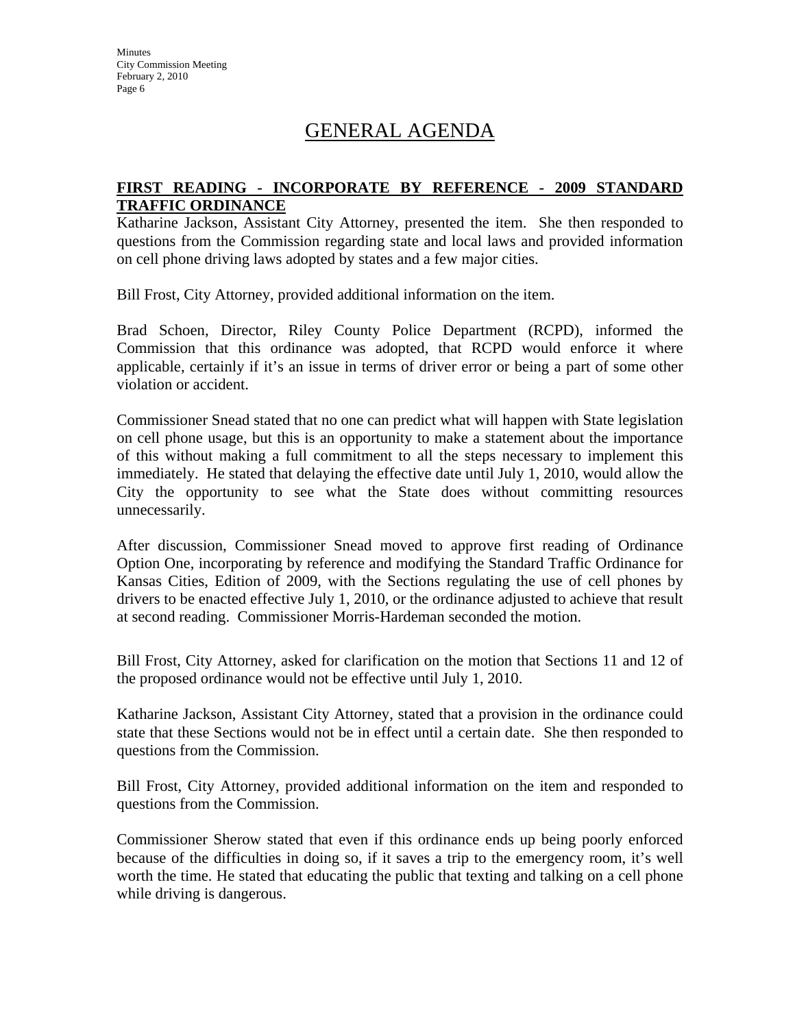# GENERAL AGENDA

**FIRST READING - INCORPORATE BY REFERENCE - 2009 STANDARD TRAFFIC ORDINANCE**

Katharine Jackson, Assistant City Attorney, presented the item. She then responded to questions from the Commission regarding state and local laws and provided information on cell phone driving laws adopted by states and a few major cities.

Bill Frost, City Attorney, provided additional information on the item.

Brad Schoen, Director, Riley County Police Department (RCPD), informed the Commission that this ordinance was adopted, that RCPD would enforce it where applicable, certainly if it's an issue in terms of driver error or being a part of some other violation or accident.

Commissioner Snead stated that no one can predict what will happen with State legislation on cell phone usage, but this is an opportunity to make a statement about the importance of this without making a full commitment to all the steps necessary to implement this immediately. He stated that delaying the effective date until July 1, 2010, would allow the City the opportunity to see what the State does without committing resources unnecessarily.

After discussion, Commissioner Snead moved to approve first reading of Ordinance Option One, incorporating by reference and modifying the Standard Traffic Ordinance for Kansas Cities, Edition of 2009, with the Sections regulating the use of cell phones by drivers to be enacted effective July 1, 2010, or the ordinance adjusted to achieve that result at second reading. Commissioner Morris-Hardeman seconded the motion.

Bill Frost, City Attorney, asked for clarification on the motion that Sections 11 and 12 of the proposed ordinance would not be effective until July 1, 2010.

Katharine Jackson, Assistant City Attorney, stated that a provision in the ordinance could state that these Sections would not be in effect until a certain date. She then responded to questions from the Commission.

Bill Frost, City Attorney, provided additional information on the item and responded to questions from the Commission.

Commissioner Sherow stated that even if this ordinance ends up being poorly enforced because of the difficulties in doing so, if it saves a trip to the emergency room, it's well worth the time. He stated that educating the public that texting and talking on a cell phone while driving is dangerous.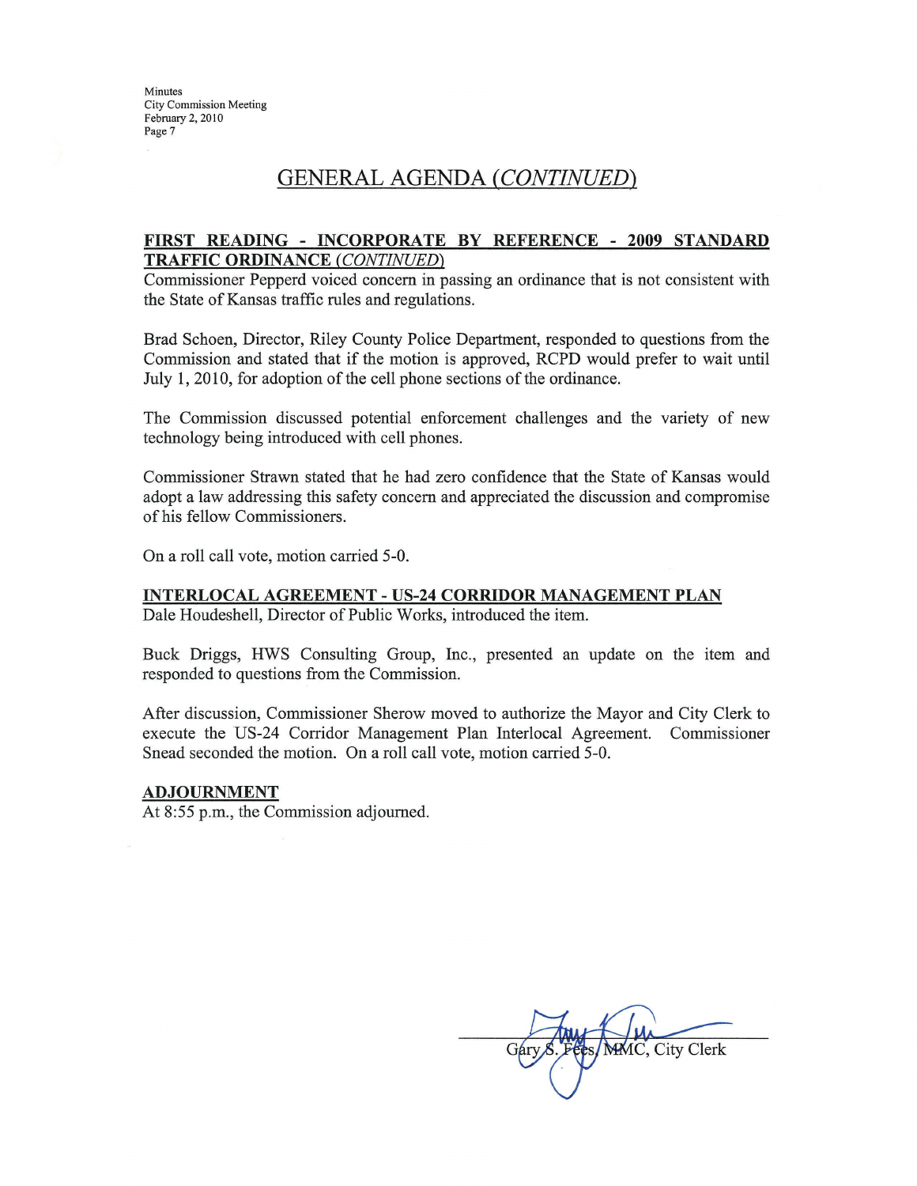## GENERAL AGENDA *(CONTINUED)*

**FIRST READING - INCORPORATE BY REFERENCE - 2009 STANDARD TRAFFIC ORDINANCE *(CONTINUED)***

Commissioner Pepperd voiced concern in passing an ordinance that is not consistent with the State of Kansas traffic rules and regulations.

Brad Schoen, Director, Riley County Police Department, responded to questions from the Commission and stated that if the motion is approved, RCPD would prefer to wait until July 1, 2010, for adoption of the cell phone sections of the ordinance.

The Commission discussed potential enforcement challenges and the variety of new technology being introduced with cell phones.

Commissioner Strawn stated that he had zero confidence that the State of Kansas would adopt a law addressing this safety concern and appreciated the discussion and compromise of his fellow Commissioners.

On a roll call vote, motion carried 5-0.

**INTERLOCAL AGREEMENT - US-24 CORRIDOR MANAGEMENT PLAN**

Dale Houdeshell, Director of Public Works, introduced the item.

Buck Driggs, HWS Consulting Group, Inc., presented an update on the item and responded to questions from the Commission.

After discussion, Commissioner Sherow moved to authorize the Mayor and City Clerk to execute the US-24 Corridor Management Plan Interlocal Agreement. Commissioner Snead seconded the motion. On a roll call vote, motion carried 5-0.

**ADJOURNMENT**

At 8:55 p.m., the Commission adjourned.

Gary S. Fees, MMC, City Clerk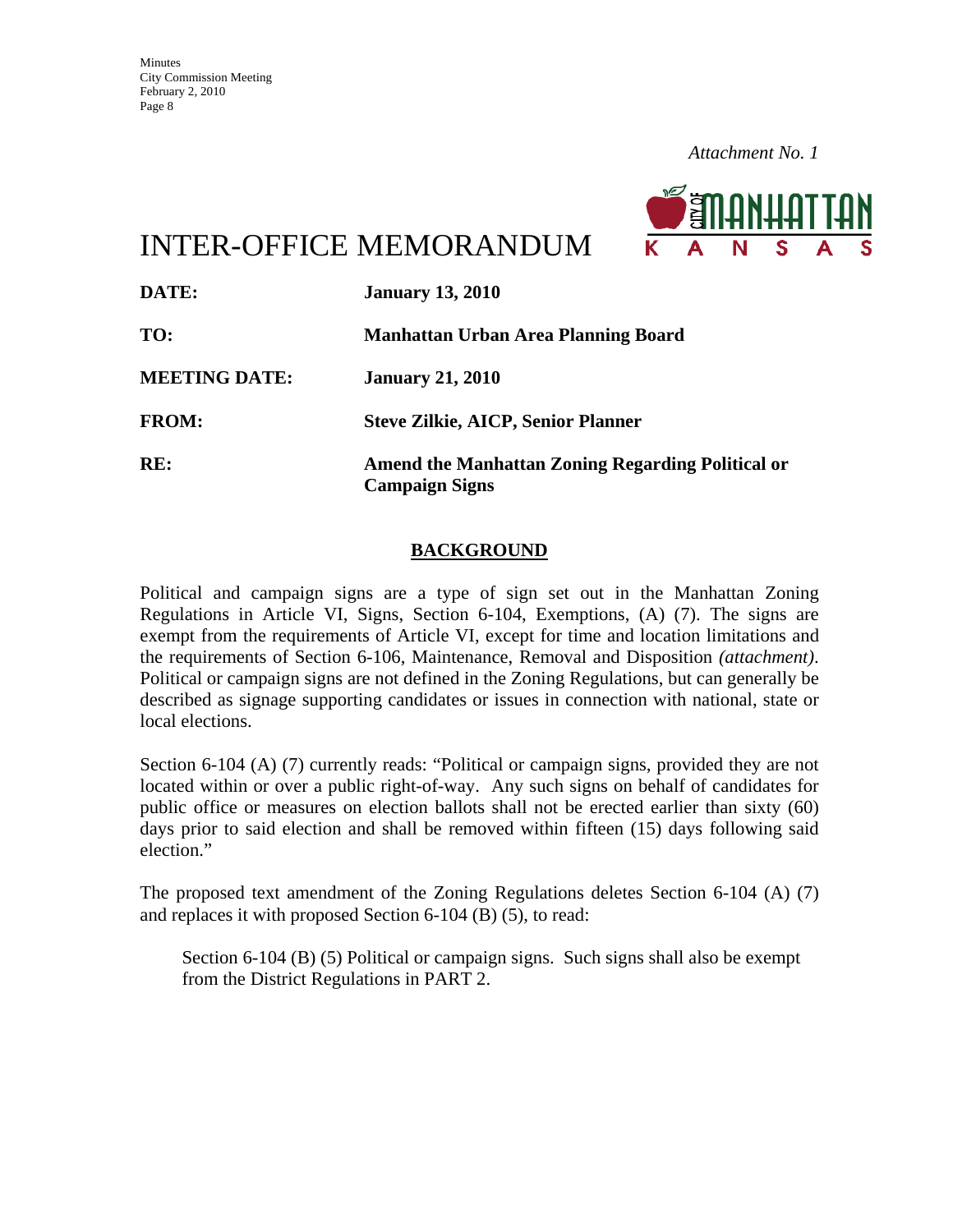*Attachment No. 1*

# INTER-OFFICE MEMORANDUM

**DATE:** **January 13, 2010**

**TO:** **Manhattan Urban Area Planning Board**

**MEETING DATE:** **January 21, 2010**

**FROM:** **Steve Zilkie, AICP, Senior Planner**

**RE:** **Amend the Manhattan Zoning Regarding Political or Campaign Signs**

## BACKGROUND

Political and campaign signs are a type of sign set out in the Manhattan Zoning Regulations in Article VI, Signs, Section 6-104, Exemptions, (A) (7). The signs are exempt from the requirements of Article VI, except for time and location limitations and the requirements of Section 6-106, Maintenance, Removal and Disposition *(attachment)*. Political or campaign signs are not defined in the Zoning Regulations, but can generally be described as signage supporting candidates or issues in connection with national, state or local elections.

Section 6-104 (A) (7) currently reads: "Political or campaign signs, provided they are not located within or over a public right-of-way. Any such signs on behalf of candidates for public office or measures on election ballots shall not be erected earlier than sixty (60) days prior to said election and shall be removed within fifteen (15) days following said election."

The proposed text amendment of the Zoning Regulations deletes Section 6-104 (A) (7) and replaces it with proposed Section 6-104 (B) (5), to read:

> Section 6-104 (B) (5) Political or campaign signs. Such signs shall also be exempt from the District Regulations in PART 2.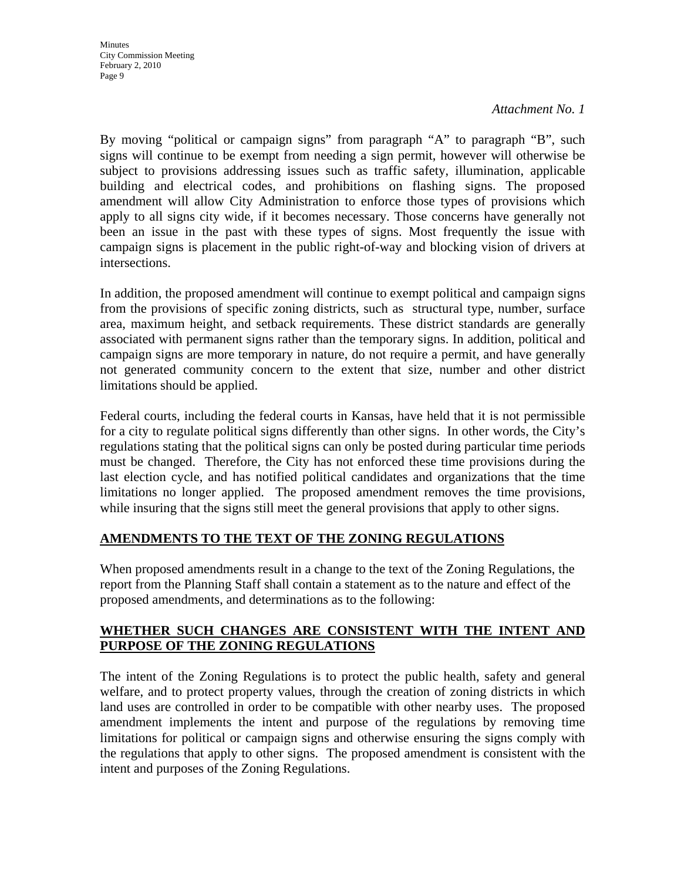*Attachment No. 1*

By moving "political or campaign signs" from paragraph "A" to paragraph "B", such signs will continue to be exempt from needing a sign permit, however will otherwise be subject to provisions addressing issues such as traffic safety, illumination, applicable building and electrical codes, and prohibitions on flashing signs. The proposed amendment will allow City Administration to enforce those types of provisions which apply to all signs city wide, if it becomes necessary. Those concerns have generally not been an issue in the past with these types of signs. Most frequently the issue with campaign signs is placement in the public right-of-way and blocking vision of drivers at intersections.

In addition, the proposed amendment will continue to exempt political and campaign signs from the provisions of specific zoning districts, such as structural type, number, surface area, maximum height, and setback requirements. These district standards are generally associated with permanent signs rather than the temporary signs. In addition, political and campaign signs are more temporary in nature, do not require a permit, and have generally not generated community concern to the extent that size, number and other district limitations should be applied.

Federal courts, including the federal courts in Kansas, have held that it is not permissible for a city to regulate political signs differently than other signs. In other words, the City's regulations stating that the political signs can only be posted during particular time periods must be changed. Therefore, the City has not enforced these time provisions during the last election cycle, and has notified political candidates and organizations that the time limitations no longer applied. The proposed amendment removes the time provisions, while insuring that the signs still meet the general provisions that apply to other signs.

## AMENDMENTS TO THE TEXT OF THE ZONING REGULATIONS

When proposed amendments result in a change to the text of the Zoning Regulations, the report from the Planning Staff shall contain a statement as to the nature and effect of the proposed amendments, and determinations as to the following:

## WHETHER SUCH CHANGES ARE CONSISTENT WITH THE INTENT AND PURPOSE OF THE ZONING REGULATIONS

The intent of the Zoning Regulations is to protect the public health, safety and general welfare, and to protect property values, through the creation of zoning districts in which land uses are controlled in order to be compatible with other nearby uses. The proposed amendment implements the intent and purpose of the regulations by removing time limitations for political or campaign signs and otherwise ensuring the signs comply with the regulations that apply to other signs. The proposed amendment is consistent with the intent and purposes of the Zoning Regulations.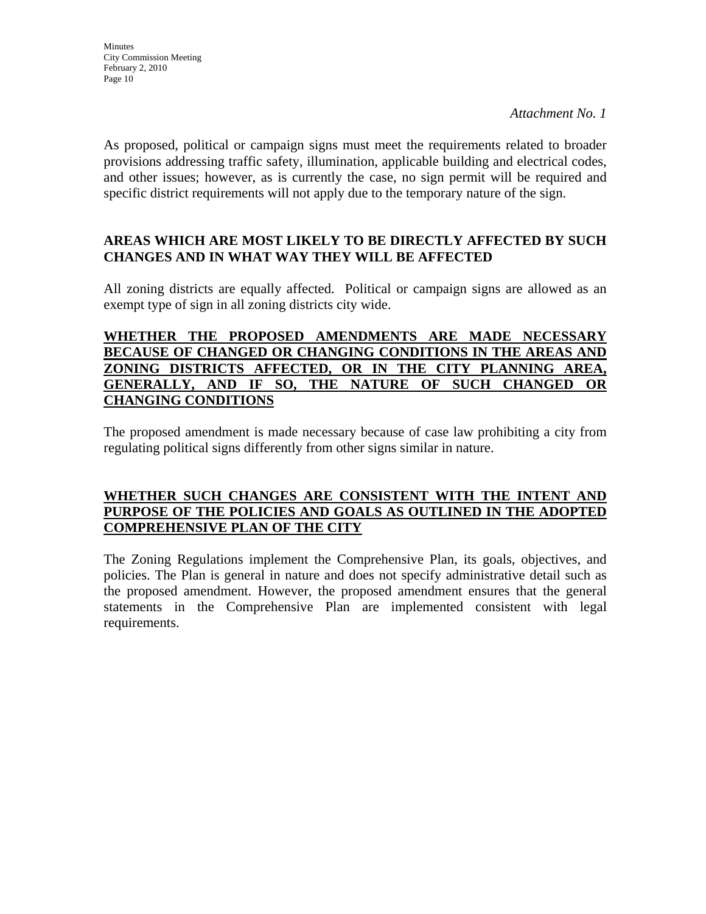*Attachment No. 1*

As proposed, political or campaign signs must meet the requirements related to broader provisions addressing traffic safety, illumination, applicable building and electrical codes, and other issues; however, as is currently the case, no sign permit will be required and specific district requirements will not apply due to the temporary nature of the sign.

**AREAS WHICH ARE MOST LIKELY TO BE DIRECTLY AFFECTED BY SUCH CHANGES AND IN WHAT WAY THEY WILL BE AFFECTED**

All zoning districts are equally affected. Political or campaign signs are allowed as an exempt type of sign in all zoning districts city wide.

**WHETHER THE PROPOSED AMENDMENTS ARE MADE NECESSARY BECAUSE OF CHANGED OR CHANGING CONDITIONS IN THE AREAS AND ZONING DISTRICTS AFFECTED, OR IN THE CITY PLANNING AREA, GENERALLY, AND IF SO, THE NATURE OF SUCH CHANGED OR CHANGING CONDITIONS**

The proposed amendment is made necessary because of case law prohibiting a city from regulating political signs differently from other signs similar in nature.

**WHETHER SUCH CHANGES ARE CONSISTENT WITH THE INTENT AND PURPOSE OF THE POLICIES AND GOALS AS OUTLINED IN THE ADOPTED COMPREHENSIVE PLAN OF THE CITY**

The Zoning Regulations implement the Comprehensive Plan, its goals, objectives, and policies. The Plan is general in nature and does not specify administrative detail such as the proposed amendment. However, the proposed amendment ensures that the general statements in the Comprehensive Plan are implemented consistent with legal requirements.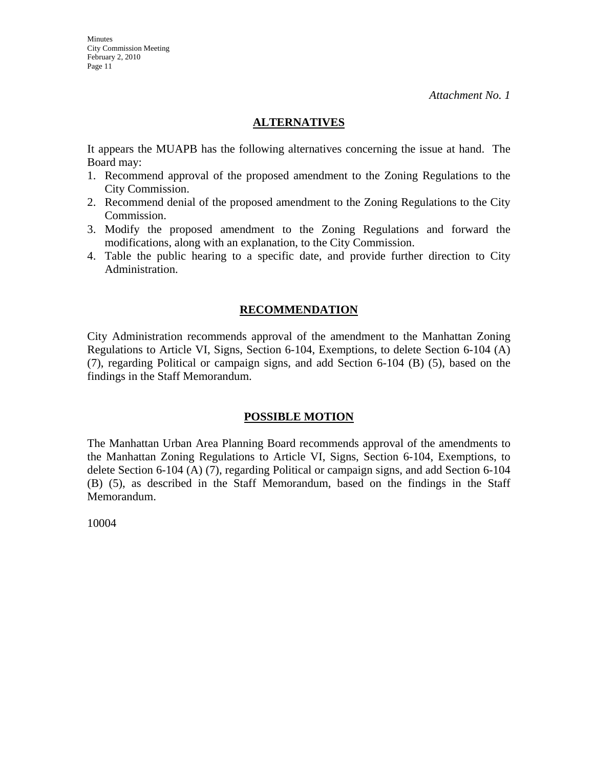*Attachment No. 1*

## ALTERNATIVES

It appears the MUAPB has the following alternatives concerning the issue at hand. The Board may:

1. Recommend approval of the proposed amendment to the Zoning Regulations to the City Commission.
2. Recommend denial of the proposed amendment to the Zoning Regulations to the City Commission.
3. Modify the proposed amendment to the Zoning Regulations and forward the modifications, along with an explanation, to the City Commission.
4. Table the public hearing to a specific date, and provide further direction to City Administration.

## RECOMMENDATION

City Administration recommends approval of the amendment to the Manhattan Zoning Regulations to Article VI, Signs, Section 6-104, Exemptions, to delete Section 6-104 (A) (7), regarding Political or campaign signs, and add Section 6-104 (B) (5), based on the findings in the Staff Memorandum.

## POSSIBLE MOTION

The Manhattan Urban Area Planning Board recommends approval of the amendments to the Manhattan Zoning Regulations to Article VI, Signs, Section 6-104, Exemptions, to delete Section 6-104 (A) (7), regarding Political or campaign signs, and add Section 6-104 (B) (5), as described in the Staff Memorandum, based on the findings in the Staff Memorandum.

10004